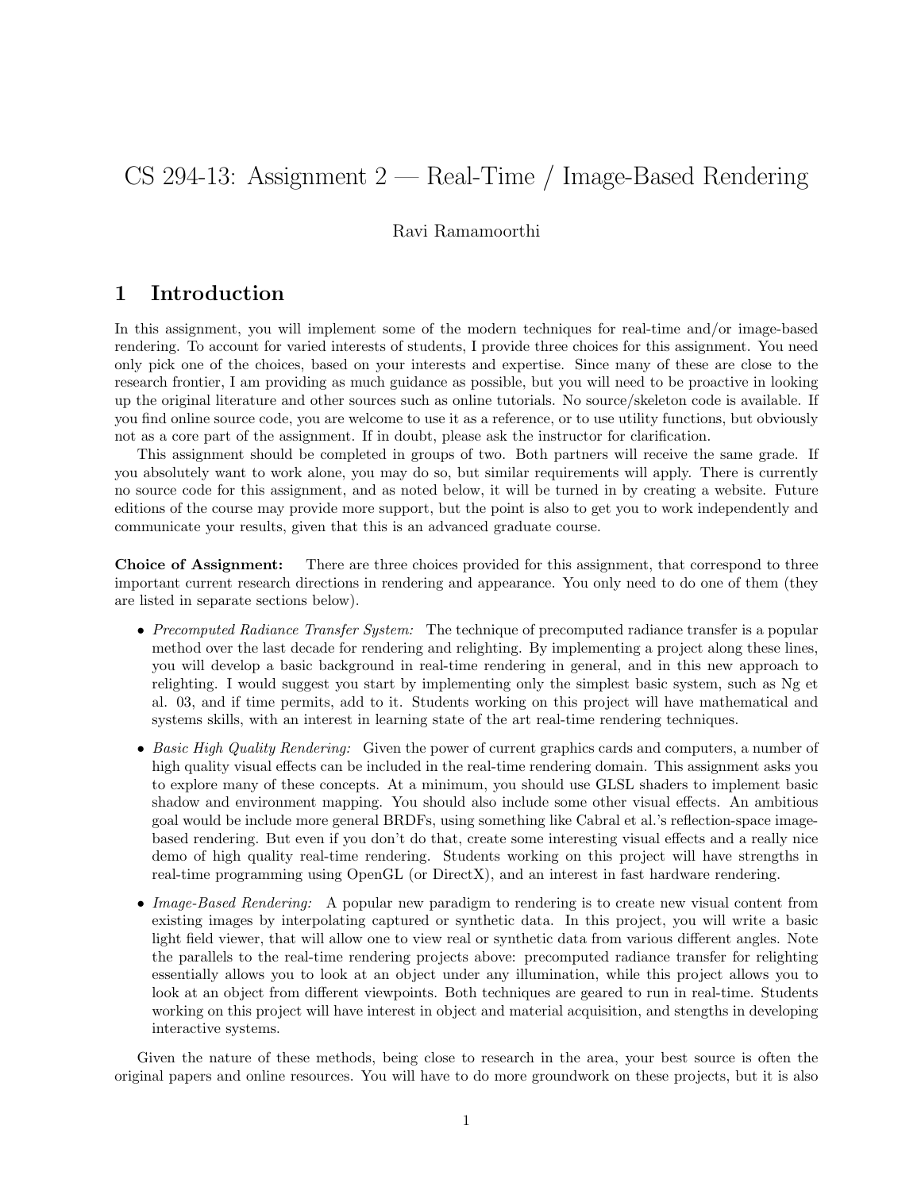# CS 294-13: Assignment 2 — Real-Time / Image-Based Rendering

Ravi Ramamoorthi

## 1 Introduction

In this assignment, you will implement some of the modern techniques for real-time and/or image-based rendering. To account for varied interests of students, I provide three choices for this assignment. You need only pick one of the choices, based on your interests and expertise. Since many of these are close to the research frontier, I am providing as much guidance as possible, but you will need to be proactive in looking up the original literature and other sources such as online tutorials. No source/skeleton code is available. If you find online source code, you are welcome to use it as a reference, or to use utility functions, but obviously not as a core part of the assignment. If in doubt, please ask the instructor for clarification.

This assignment should be completed in groups of two. Both partners will receive the same grade. If you absolutely want to work alone, you may do so, but similar requirements will apply. There is currently no source code for this assignment, and as noted below, it will be turned in by creating a website. Future editions of the course may provide more support, but the point is also to get you to work independently and communicate your results, given that this is an advanced graduate course.

**Choice of Assignment:** There are three choices provided for this assignment, that correspond to three important current research directions in rendering and appearance. You only need to do one of them (they are listed in separate sections below).

- *Precomputed Radiance Transfer System:* The technique of precomputed radiance transfer is a popular method over the last decade for rendering and relighting. By implementing a project along these lines, you will develop a basic background in real-time rendering in general, and in this new approach to relighting. I would suggest you start by implementing only the simplest basic system, such as Ng et al. 03, and if time permits, add to it. Students working on this project will have mathematical and systems skills, with an interest in learning state of the art real-time rendering techniques.
- *Basic High Quality Rendering:* Given the power of current graphics cards and computers, a number of high quality visual effects can be included in the real-time rendering domain. This assignment asks you to explore many of these concepts. At a minimum, you should use GLSL shaders to implement basic shadow and environment mapping. You should also include some other visual effects. An ambitious goal would be include more general BRDFs, using something like Cabral et al.'s reflection-space image-based rendering. But even if you don't do that, create some interesting visual effects and a really nice demo of high quality real-time rendering. Students working on this project will have strengths in real-time programming using OpenGL (or DirectX), and an interest in fast hardware rendering.
- *Image-Based Rendering:* A popular new paradigm to rendering is to create new visual content from existing images by interpolating captured or synthetic data. In this project, you will write a basic light field viewer, that will allow one to view real or synthetic data from various different angles. Note the parallels to the real-time rendering projects above: precomputed radiance transfer for relighting essentially allows you to look at an object under any illumination, while this project allows you to look at an object from different viewpoints. Both techniques are geared to run in real-time. Students working on this project will have interest in object and material acquisition, and stengths in developing interactive systems.

Given the nature of these methods, being close to research in the area, your best source is often the original papers and online resources. You will have to do more groundwork on these projects, but it is also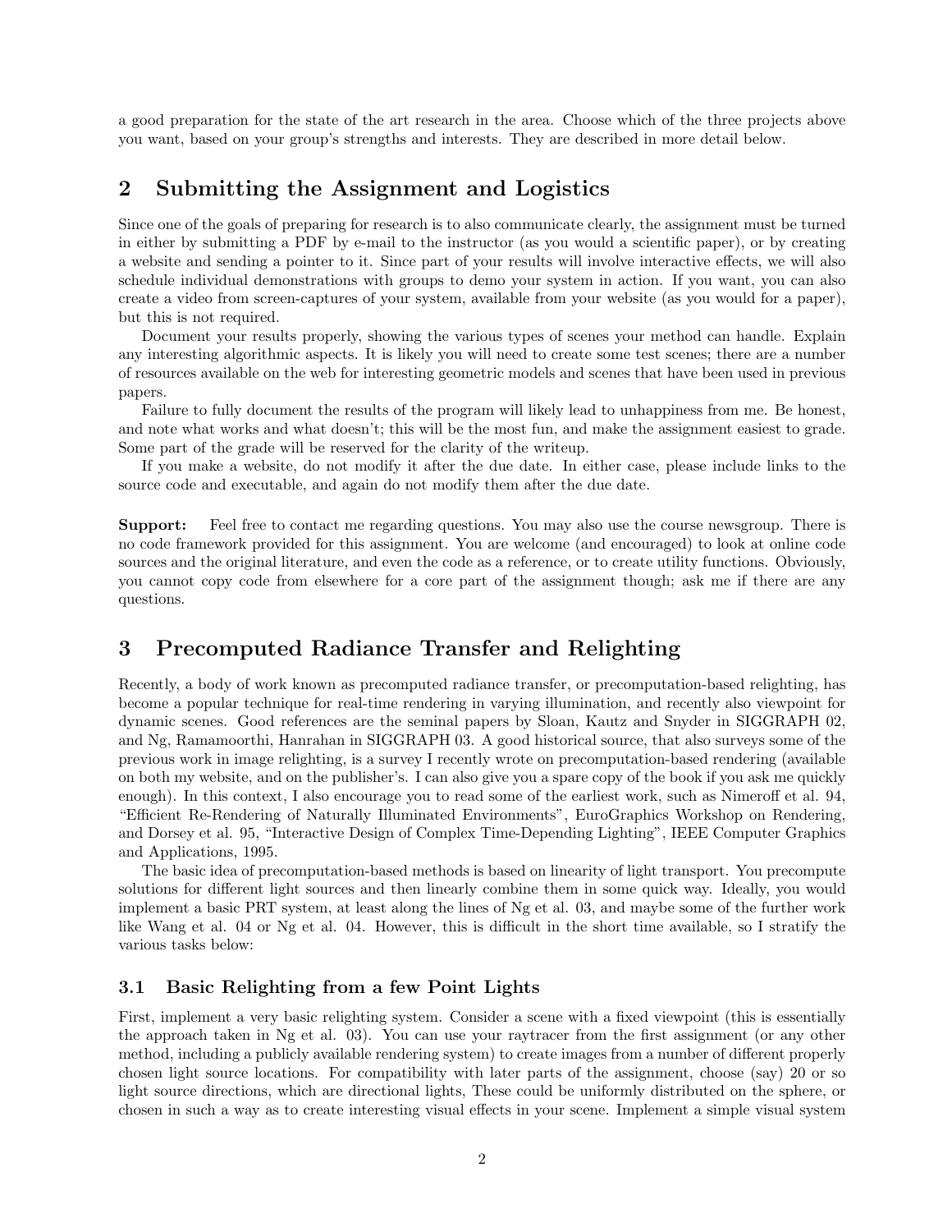a good preparation for the state of the art research in the area. Choose which of the three projects above you want, based on your group's strengths and interests. They are described in more detail below.

## 2 Submitting the Assignment and Logistics

Since one of the goals of preparing for research is to also communicate clearly, the assignment must be turned in either by submitting a PDF by e-mail to the instructor (as you would a scientific paper), or by creating a website and sending a pointer to it. Since part of your results will involve interactive effects, we will also schedule individual demonstrations with groups to demo your system in action. If you want, you can also create a video from screen-captures of your system, available from your website (as you would for a paper), but this is not required.

Document your results properly, showing the various types of scenes your method can handle. Explain any interesting algorithmic aspects. It is likely you will need to create some test scenes; there are a number of resources available on the web for interesting geometric models and scenes that have been used in previous papers.

Failure to fully document the results of the program will likely lead to unhappiness from me. Be honest, and note what works and what doesn't; this will be the most fun, and make the assignment easiest to grade. Some part of the grade will be reserved for the clarity of the writeup.

If you make a website, do not modify it after the due date. In either case, please include links to the source code and executable, and again do not modify them after the due date.

**Support:** Feel free to contact me regarding questions. You may also use the course newsgroup. There is no code framework provided for this assignment. You are welcome (and encouraged) to look at online code sources and the original literature, and even the code as a reference, or to create utility functions. Obviously, you cannot copy code from elsewhere for a core part of the assignment though; ask me if there are any questions.

## 3 Precomputed Radiance Transfer and Relighting

Recently, a body of work known as precomputed radiance transfer, or precomputation-based relighting, has become a popular technique for real-time rendering in varying illumination, and recently also viewpoint for dynamic scenes. Good references are the seminal papers by Sloan, Kautz and Snyder in SIGGRAPH 02, and Ng, Ramamoorthi, Hanrahan in SIGGRAPH 03. A good historical source, that also surveys some of the previous work in image relighting, is a survey I recently wrote on precomputation-based rendering (available on both my website, and on the publisher's. I can also give you a spare copy of the book if you ask me quickly enough). In this context, I also encourage you to read some of the earliest work, such as Nimeroff et al. 94, "Efficient Re-Rendering of Naturally Illuminated Environments", EuroGraphics Workshop on Rendering, and Dorsey et al. 95, "Interactive Design of Complex Time-Depending Lighting", IEEE Computer Graphics and Applications, 1995.

The basic idea of precomputation-based methods is based on linearity of light transport. You precompute solutions for different light sources and then linearly combine them in some quick way. Ideally, you would implement a basic PRT system, at least along the lines of Ng et al. 03, and maybe some of the further work like Wang et al. 04 or Ng et al. 04. However, this is difficult in the short time available, so I stratify the various tasks below:

### 3.1 Basic Relighting from a few Point Lights

First, implement a very basic relighting system. Consider a scene with a fixed viewpoint (this is essentially the approach taken in Ng et al. 03). You can use your raytracer from the first assignment (or any other method, including a publicly available rendering system) to create images from a number of different properly chosen light source locations. For compatibility with later parts of the assignment, choose (say) 20 or so light source directions, which are directional lights, These could be uniformly distributed on the sphere, or chosen in such a way as to create interesting visual effects in your scene. Implement a simple visual system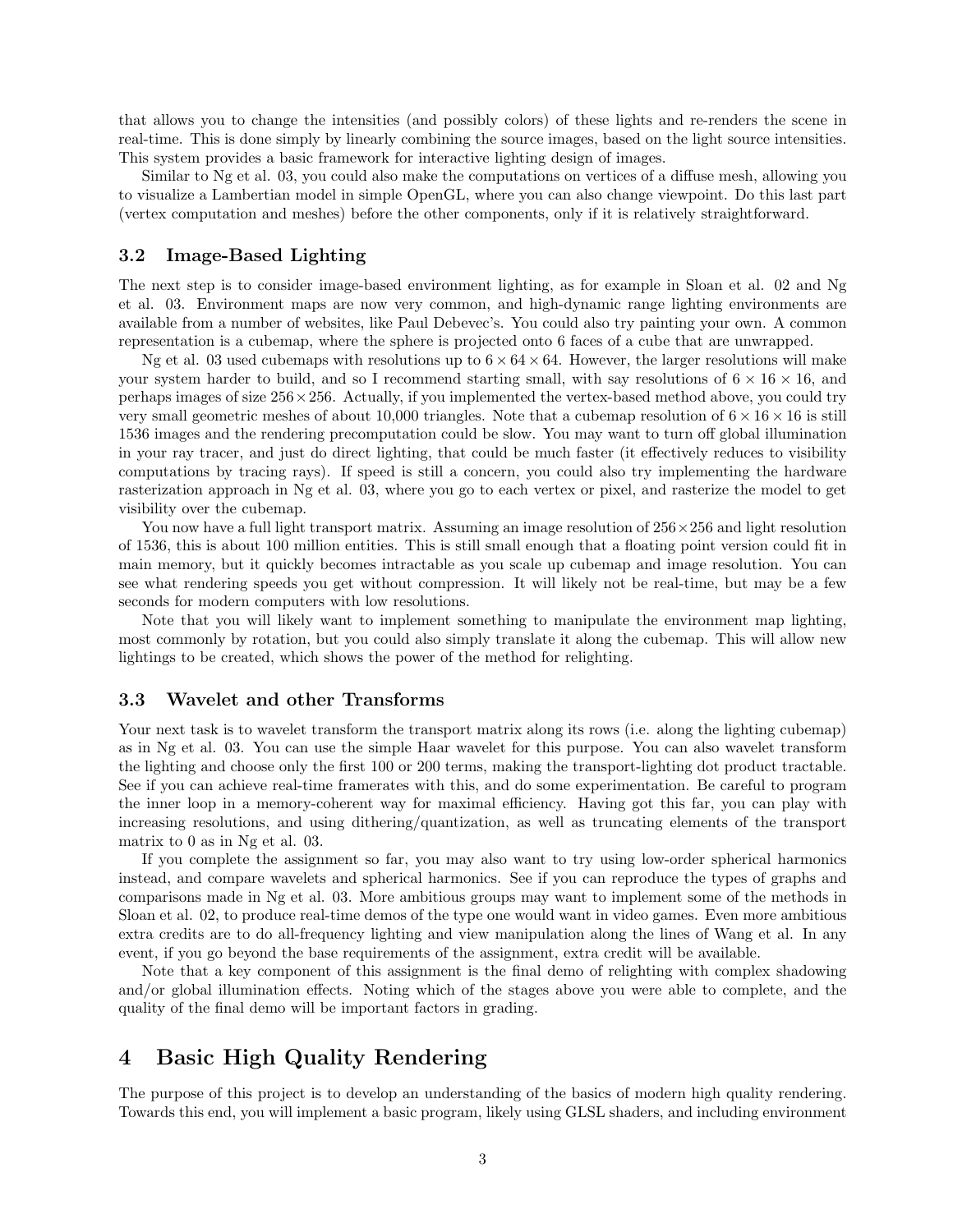that allows you to change the intensities (and possibly colors) of these lights and re-renders the scene in real-time. This is done simply by linearly combining the source images, based on the light source intensities. This system provides a basic framework for interactive lighting design of images.

Similar to Ng et al. 03, you could also make the computations on vertices of a diffuse mesh, allowing you to visualize a Lambertian model in simple OpenGL, where you can also change viewpoint. Do this last part (vertex computation and meshes) before the other components, only if it is relatively straightforward.

### 3.2 Image-Based Lighting

The next step is to consider image-based environment lighting, as for example in Sloan et al. 02 and Ng et al. 03. Environment maps are now very common, and high-dynamic range lighting environments are available from a number of websites, like Paul Debevec's. You could also try painting your own. A common representation is a cubemap, where the sphere is projected onto 6 faces of a cube that are unwrapped.

Ng et al. 03 used cubemaps with resolutions up to $6 \times 64 \times 64$. However, the larger resolutions will make your system harder to build, and so I recommend starting small, with say resolutions of $6 \times 16 \times 16$, and perhaps images of size $256 \times 256$. Actually, if you implemented the vertex-based method above, you could try very small geometric meshes of about 10,000 triangles. Note that a cubemap resolution of $6 \times 16 \times 16$ is still 1536 images and the rendering precomputation could be slow. You may want to turn off global illumination in your ray tracer, and just do direct lighting, that could be much faster (it effectively reduces to visibility computations by tracing rays). If speed is still a concern, you could also try implementing the hardware rasterization approach in Ng et al. 03, where you go to each vertex or pixel, and rasterize the model to get visibility over the cubemap.

You now have a full light transport matrix. Assuming an image resolution of $256 \times 256$ and light resolution of 1536, this is about 100 million entities. This is still small enough that a floating point version could fit in main memory, but it quickly becomes intractable as you scale up cubemap and image resolution. You can see what rendering speeds you get without compression. It will likely not be real-time, but may be a few seconds for modern computers with low resolutions.

Note that you will likely want to implement something to manipulate the environment map lighting, most commonly by rotation, but you could also simply translate it along the cubemap. This will allow new lightings to be created, which shows the power of the method for relighting.

### 3.3 Wavelet and other Transforms

Your next task is to wavelet transform the transport matrix along its rows (i.e. along the lighting cubemap) as in Ng et al. 03. You can use the simple Haar wavelet for this purpose. You can also wavelet transform the lighting and choose only the first 100 or 200 terms, making the transport-lighting dot product tractable. See if you can achieve real-time framerates with this, and do some experimentation. Be careful to program the inner loop in a memory-coherent way for maximal efficiency. Having got this far, you can play with increasing resolutions, and using dithering/quantization, as well as truncating elements of the transport matrix to 0 as in Ng et al. 03.

If you complete the assignment so far, you may also want to try using low-order spherical harmonics instead, and compare wavelets and spherical harmonics. See if you can reproduce the types of graphs and comparisons made in Ng et al. 03. More ambitious groups may want to implement some of the methods in Sloan et al. 02, to produce real-time demos of the type one would want in video games. Even more ambitious extra credits are to do all-frequency lighting and view manipulation along the lines of Wang et al. In any event, if you go beyond the base requirements of the assignment, extra credit will be available.

Note that a key component of this assignment is the final demo of relighting with complex shadowing and/or global illumination effects. Noting which of the stages above you were able to complete, and the quality of the final demo will be important factors in grading.

## 4 Basic High Quality Rendering

The purpose of this project is to develop an understanding of the basics of modern high quality rendering. Towards this end, you will implement a basic program, likely using GLSL shaders, and including environment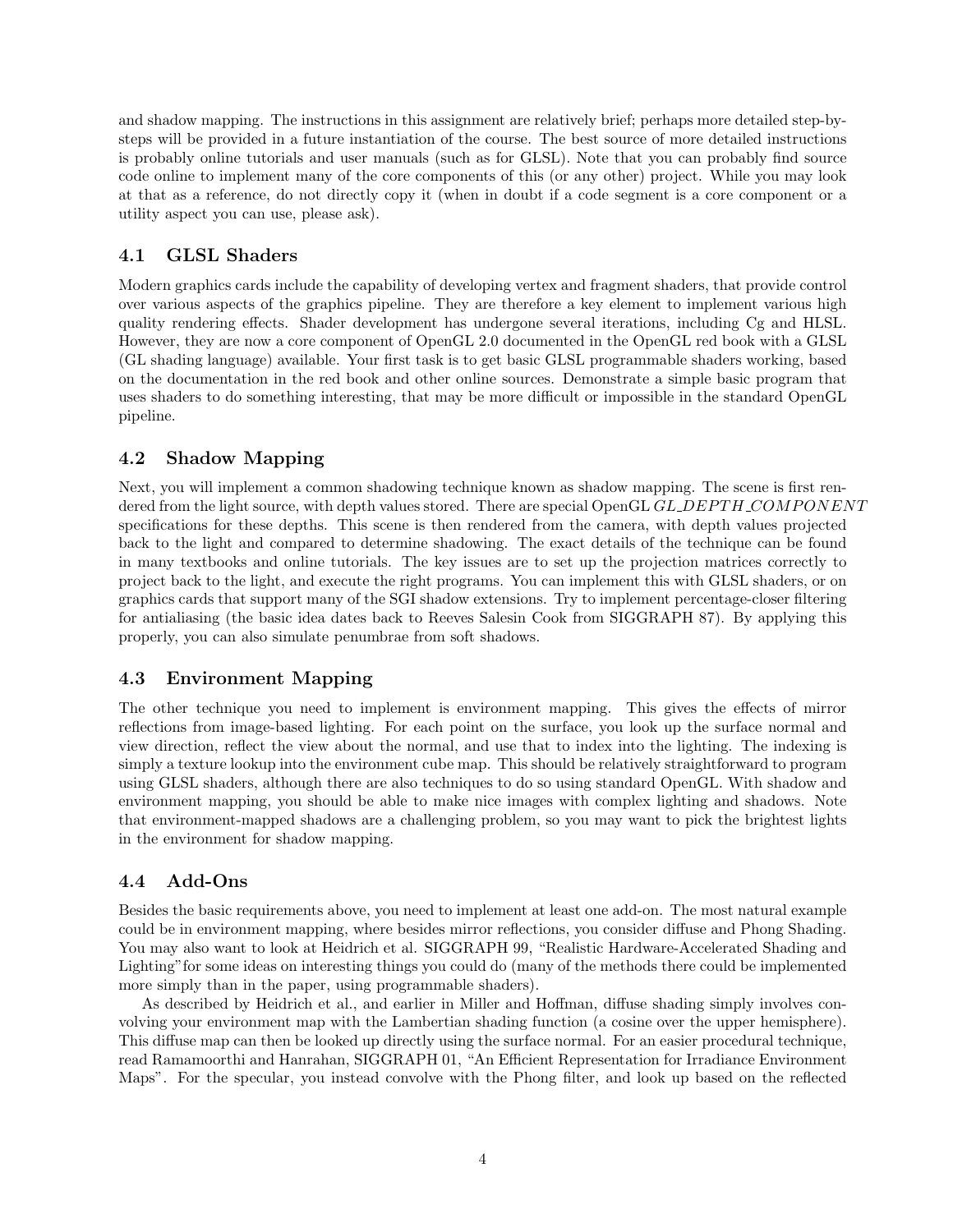and shadow mapping. The instructions in this assignment are relatively brief; perhaps more detailed step-by-steps will be provided in a future instantiation of the course. The best source of more detailed instructions is probably online tutorials and user manuals (such as for GLSL). Note that you can probably find source code online to implement many of the core components of this (or any other) project. While you may look at that as a reference, do not directly copy it (when in doubt if a code segment is a core component or a utility aspect you can use, please ask).

### 4.1 GLSL Shaders

Modern graphics cards include the capability of developing vertex and fragment shaders, that provide control over various aspects of the graphics pipeline. They are therefore a key element to implement various high quality rendering effects. Shader development has undergone several iterations, including Cg and HLSL. However, they are now a core component of OpenGL 2.0 documented in the OpenGL red book with a GLSL (GL shading language) available. Your first task is to get basic GLSL programmable shaders working, based on the documentation in the red book and other online sources. Demonstrate a simple basic program that uses shaders to do something interesting, that may be more difficult or impossible in the standard OpenGL pipeline.

### 4.2 Shadow Mapping

Next, you will implement a common shadowing technique known as shadow mapping. The scene is first rendered from the light source, with depth values stored. There are special OpenGL *GL_DEPTH_COMPONENT* specifications for these depths. This scene is then rendered from the camera, with depth values projected back to the light and compared to determine shadowing. The exact details of the technique can be found in many textbooks and online tutorials. The key issues are to set up the projection matrices correctly to project back to the light, and execute the right programs. You can implement this with GLSL shaders, or on graphics cards that support many of the SGI shadow extensions. Try to implement percentage-closer filtering for antialiasing (the basic idea dates back to Reeves Salesin Cook from SIGGRAPH 87). By applying this properly, you can also simulate penumbrae from soft shadows.

### 4.3 Environment Mapping

The other technique you need to implement is environment mapping. This gives the effects of mirror reflections from image-based lighting. For each point on the surface, you look up the surface normal and view direction, reflect the view about the normal, and use that to index into the lighting. The indexing is simply a texture lookup into the environment cube map. This should be relatively straightforward to program using GLSL shaders, although there are also techniques to do so using standard OpenGL. With shadow and environment mapping, you should be able to make nice images with complex lighting and shadows. Note that environment-mapped shadows are a challenging problem, so you may want to pick the brightest lights in the environment for shadow mapping.

### 4.4 Add-Ons

Besides the basic requirements above, you need to implement at least one add-on. The most natural example could be in environment mapping, where besides mirror reflections, you consider diffuse and Phong Shading. You may also want to look at Heidrich et al. SIGGRAPH 99, "Realistic Hardware-Accelerated Shading and Lighting" for some ideas on interesting things you could do (many of the methods there could be implemented more simply than in the paper, using programmable shaders).

As described by Heidrich et al., and earlier in Miller and Hoffman, diffuse shading simply involves convolving your environment map with the Lambertian shading function (a cosine over the upper hemisphere). This diffuse map can then be looked up directly using the surface normal. For an easier procedural technique, read Ramamoorthi and Hanrahan, SIGGRAPH 01, "An Efficient Representation for Irradiance Environment Maps". For the specular, you instead convolve with the Phong filter, and look up based on the reflected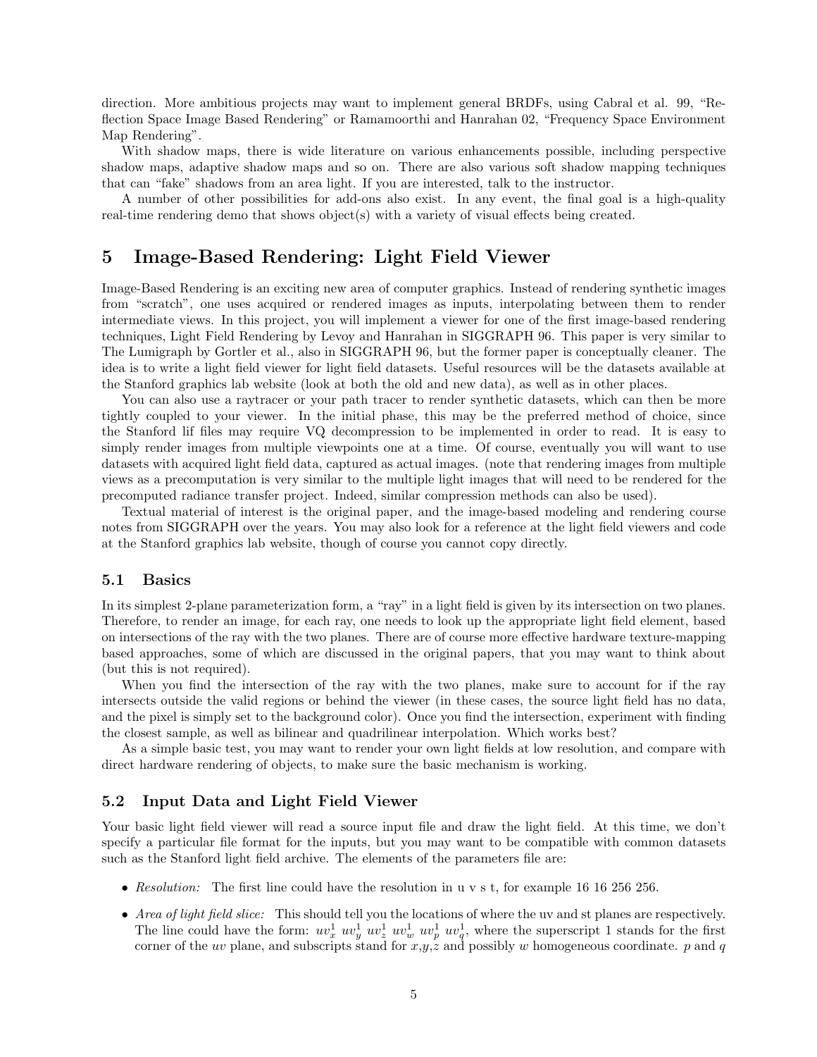direction. More ambitious projects may want to implement general BRDFs, using Cabral et al. 99, "Reflection Space Image Based Rendering" or Ramamoorthi and Hanrahan 02, "Frequency Space Environment Map Rendering".

With shadow maps, there is wide literature on various enhancements possible, including perspective shadow maps, adaptive shadow maps and so on. There are also various soft shadow mapping techniques that can "fake" shadows from an area light. If you are interested, talk to the instructor.

A number of other possibilities for add-ons also exist. In any event, the final goal is a high-quality real-time rendering demo that shows object(s) with a variety of visual effects being created.

# 5 Image-Based Rendering: Light Field Viewer

Image-Based Rendering is an exciting new area of computer graphics. Instead of rendering synthetic images from "scratch", one uses acquired or rendered images as inputs, interpolating between them to render intermediate views. In this project, you will implement a viewer for one of the first image-based rendering techniques, Light Field Rendering by Levoy and Hanrahan in SIGGRAPH 96. This paper is very similar to The Lumigraph by Gortler et al., also in SIGGRAPH 96, but the former paper is conceptually cleaner. The idea is to write a light field viewer for light field datasets. Useful resources will be the datasets available at the Stanford graphics lab website (look at both the old and new data), as well as in other places.

You can also use a raytracer or your path tracer to render synthetic datasets, which can then be more tightly coupled to your viewer. In the initial phase, this may be the preferred method of choice, since the Stanford lif files may require VQ decompression to be implemented in order to read. It is easy to simply render images from multiple viewpoints one at a time. Of course, eventually you will want to use datasets with acquired light field data, captured as actual images. (note that rendering images from multiple views as a precomputation is very similar to the multiple light images that will need to be rendered for the precomputed radiance transfer project. Indeed, similar compression methods can also be used).

Textual material of interest is the original paper, and the image-based modeling and rendering course notes from SIGGRAPH over the years. You may also look for a reference at the light field viewers and code at the Stanford graphics lab website, though of course you cannot copy directly.

## 5.1 Basics

In its simplest 2-plane parameterization form, a "ray" in a light field is given by its intersection on two planes. Therefore, to render an image, for each ray, one needs to look up the appropriate light field element, based on intersections of the ray with the two planes. There are of course more effective hardware texture-mapping based approaches, some of which are discussed in the original papers, that you may want to think about (but this is not required).

When you find the intersection of the ray with the two planes, make sure to account for if the ray intersects outside the valid regions or behind the viewer (in these cases, the source light field has no data, and the pixel is simply set to the background color). Once you find the intersection, experiment with finding the closest sample, as well as bilinear and quadrilinear interpolation. Which works best?

As a simple basic test, you may want to render your own light fields at low resolution, and compare with direct hardware rendering of objects, to make sure the basic mechanism is working.

## 5.2 Input Data and Light Field Viewer

Your basic light field viewer will read a source input file and draw the light field. At this time, we don't specify a particular file format for the inputs, but you may want to be compatible with common datasets such as the Stanford light field archive. The elements of the parameters file are:

- *Resolution:* The first line could have the resolution in u v s t, for example 16 16 256 256.
- *Area of light field slice:* This should tell you the locations of where the uv and st planes are respectively. The line could have the form: $uv_x^1$ $uv_y^1$ $uv_z^1$ $uv_w^1$ $uv_p^1$ $uv_q^1$, where the superscript 1 stands for the first corner of the $uv$ plane, and subscripts stand for $x$,$y$,$z$ and possibly $w$ homogeneous coordinate. $p$ and $q$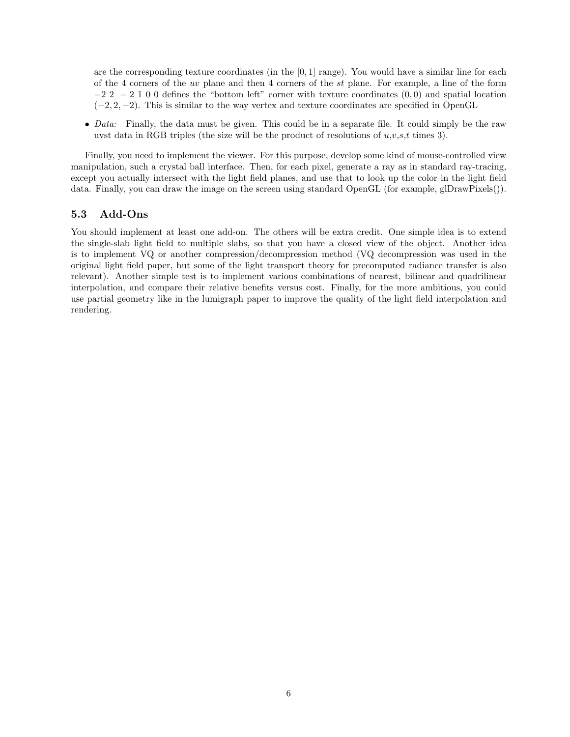are the corresponding texture coordinates (in the $[0, 1]$ range). You would have a similar line for each of the 4 corners of the $uv$ plane and then 4 corners of the $st$ plane. For example, a line of the form $-2\ 2\ -2\ 1\ 0\ 0$ defines the "bottom left" corner with texture coordinates $(0, 0)$ and spatial location $(-2, 2, -2)$. This is similar to the way vertex and texture coordinates are specified in OpenGL

- *Data:* Finally, the data must be given. This could be in a separate file. It could simply be the raw uvst data in RGB triples (the size will be the product of resolutions of $u$,$v$,$s$,$t$ times 3).

Finally, you need to implement the viewer. For this purpose, develop some kind of mouse-controlled view manipulation, such a crystal ball interface. Then, for each pixel, generate a ray as in standard ray-tracing, except you actually intersect with the light field planes, and use that to look up the color in the light field data. Finally, you can draw the image on the screen using standard OpenGL (for example, glDrawPixels()).

### 5.3 Add-Ons

You should implement at least one add-on. The others will be extra credit. One simple idea is to extend the single-slab light field to multiple slabs, so that you have a closed view of the object. Another idea is to implement VQ or another compression/decompression method (VQ decompression was used in the original light field paper, but some of the light transport theory for precomputed radiance transfer is also relevant). Another simple test is to implement various combinations of nearest, bilinear and quadrilinear interpolation, and compare their relative benefits versus cost. Finally, for the more ambitious, you could use partial geometry like in the lumigraph paper to improve the quality of the light field interpolation and rendering.